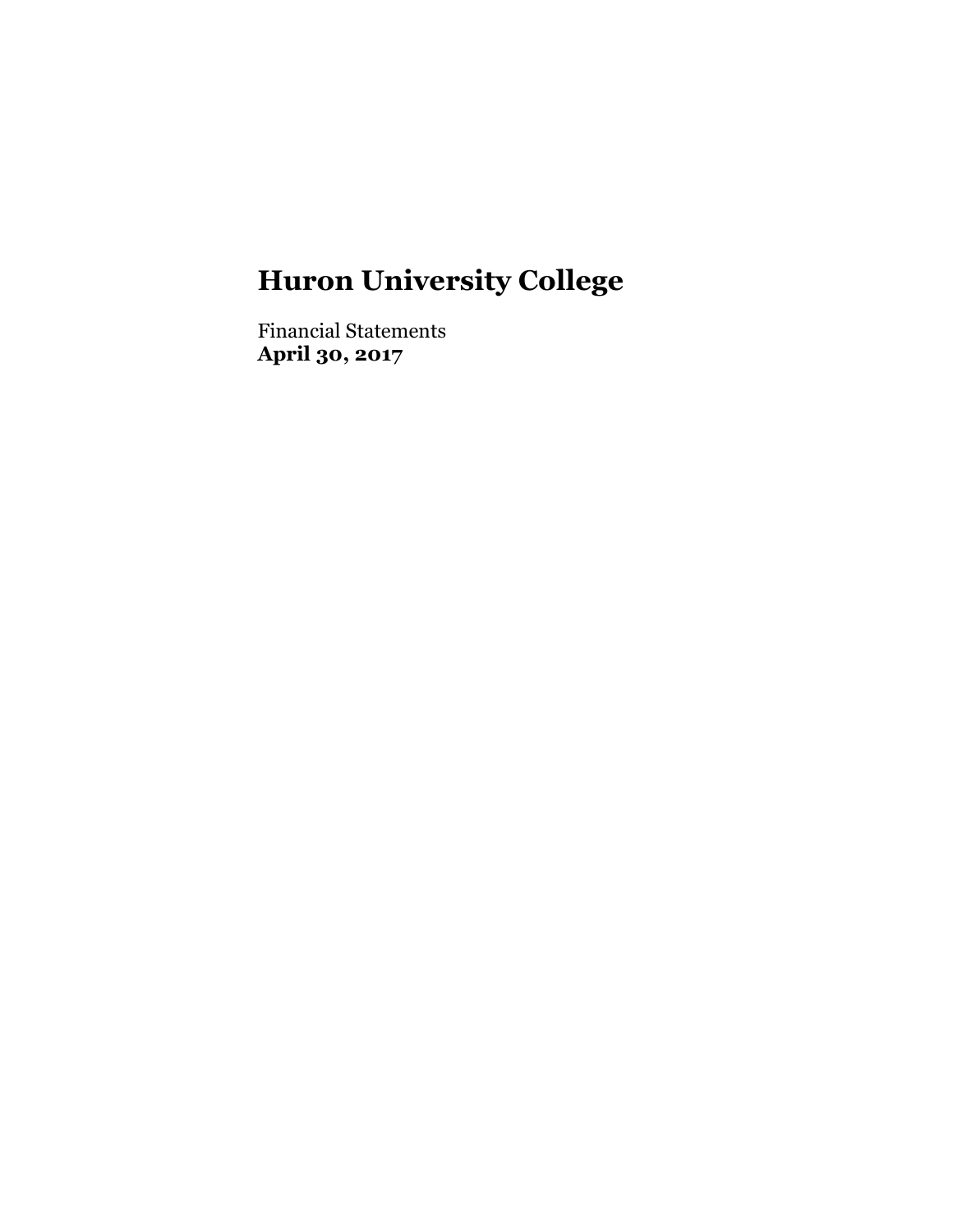# Huron University College

Financial Statements
**April 30, 2017**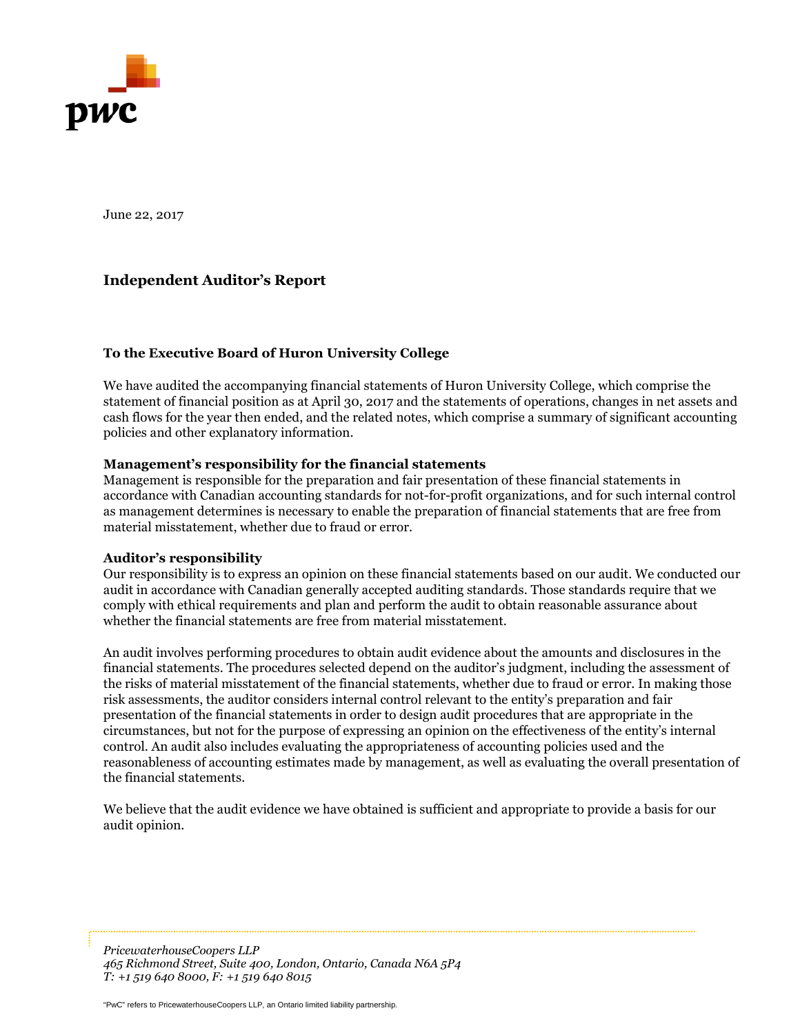June 22, 2017

## Independent Auditor's Report

**To the Executive Board of Huron University College**

We have audited the accompanying financial statements of Huron University College, which comprise the statement of financial position as at April 30, 2017 and the statements of operations, changes in net assets and cash flows for the year then ended, and the related notes, which comprise a summary of significant accounting policies and other explanatory information.

**Management's responsibility for the financial statements**

Management is responsible for the preparation and fair presentation of these financial statements in accordance with Canadian accounting standards for not-for-profit organizations, and for such internal control as management determines is necessary to enable the preparation of financial statements that are free from material misstatement, whether due to fraud or error.

**Auditor's responsibility**

Our responsibility is to express an opinion on these financial statements based on our audit. We conducted our audit in accordance with Canadian generally accepted auditing standards. Those standards require that we comply with ethical requirements and plan and perform the audit to obtain reasonable assurance about whether the financial statements are free from material misstatement.

An audit involves performing procedures to obtain audit evidence about the amounts and disclosures in the financial statements. The procedures selected depend on the auditor's judgment, including the assessment of the risks of material misstatement of the financial statements, whether due to fraud or error. In making those risk assessments, the auditor considers internal control relevant to the entity's preparation and fair presentation of the financial statements in order to design audit procedures that are appropriate in the circumstances, but not for the purpose of expressing an opinion on the effectiveness of the entity's internal control. An audit also includes evaluating the appropriateness of accounting policies used and the reasonableness of accounting estimates made by management, as well as evaluating the overall presentation of the financial statements.

We believe that the audit evidence we have obtained is sufficient and appropriate to provide a basis for our audit opinion.

*PricewaterhouseCoopers LLP*
*465 Richmond Street, Suite 400, London, Ontario, Canada N6A 5P4*
*T: +1 519 640 8000, F: +1 519 640 8015*

"PwC" refers to PricewaterhouseCoopers LLP, an Ontario limited liability partnership.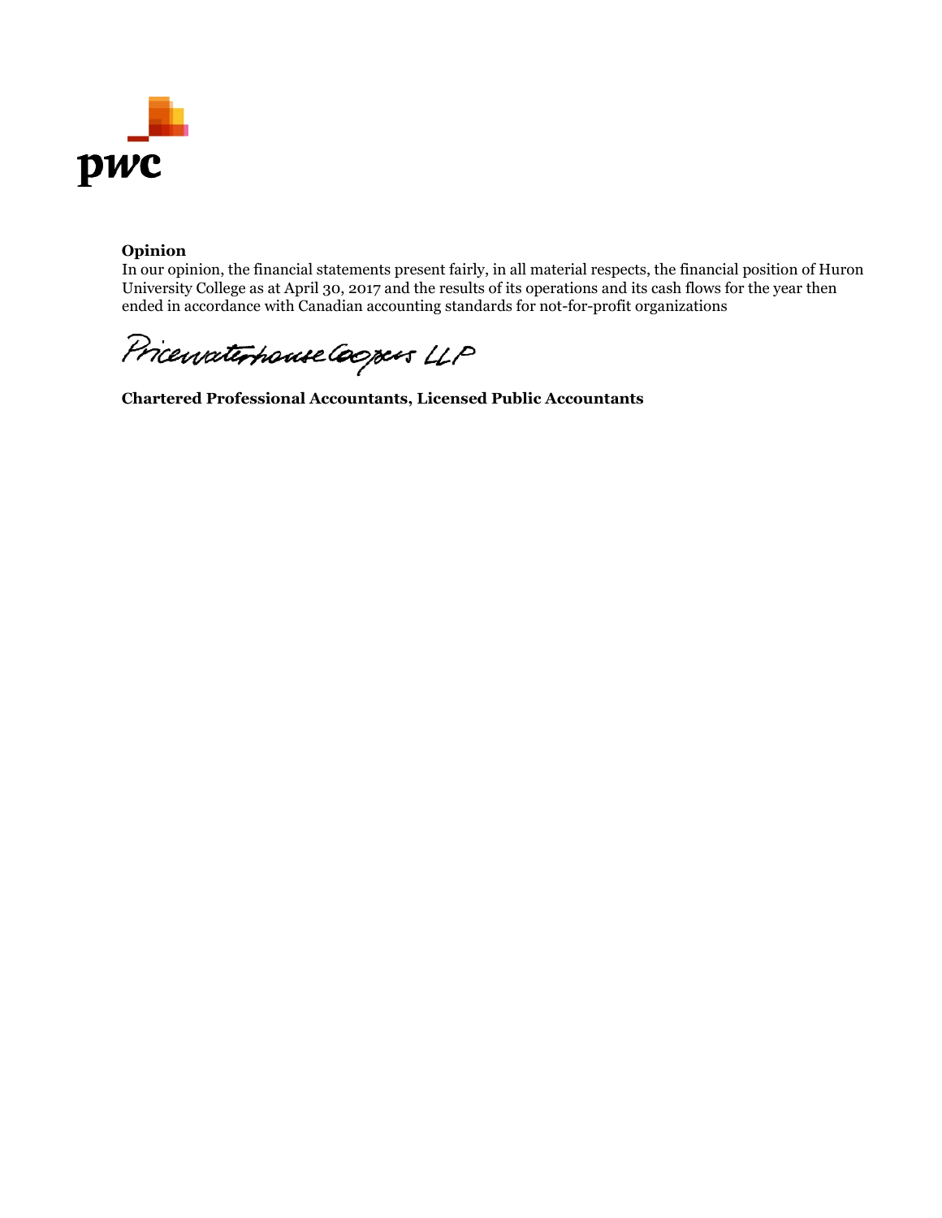**Opinion**
In our opinion, the financial statements present fairly, in all material respects, the financial position of Huron University College as at April 30, 2017 and the results of its operations and its cash flows for the year then ended in accordance with Canadian accounting standards for not-for-profit organizations

PricewaterhouseCoopers LLP

**Chartered Professional Accountants, Licensed Public Accountants**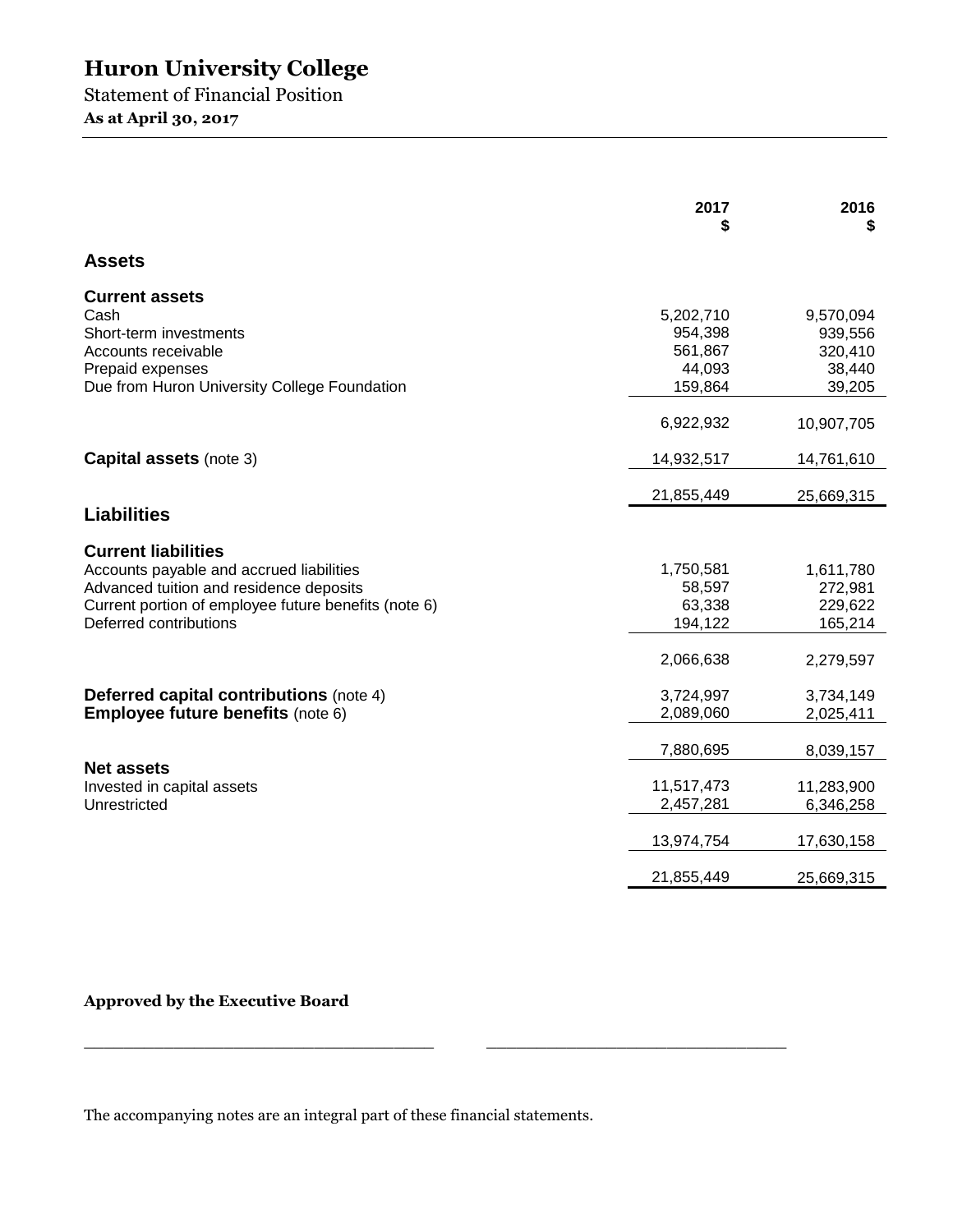# Huron University College

Statement of Financial Position

**As at April 30, 2017**

| | 2017 $ | 2016 $ |
|---|---|---|
| **Assets** | | |
| **Current assets** | | |
| Cash | 5,202,710 | 9,570,094 |
| Short-term investments | 954,398 | 939,556 |
| Accounts receivable | 561,867 | 320,410 |
| Prepaid expenses | 44,093 | 38,440 |
| Due from Huron University College Foundation | 159,864 | 39,205 |
| | 6,922,932 | 10,907,705 |
| **Capital assets** (note 3) | 14,932,517 | 14,761,610 |
| | 21,855,449 | 25,669,315 |
| **Liabilities** | | |
| **Current liabilities** | | |
| Accounts payable and accrued liabilities | 1,750,581 | 1,611,780 |
| Advanced tuition and residence deposits | 58,597 | 272,981 |
| Current portion of employee future benefits (note 6) | 63,338 | 229,622 |
| Deferred contributions | 194,122 | 165,214 |
| | 2,066,638 | 2,279,597 |
| **Deferred capital contributions** (note 4) | 3,724,997 | 3,734,149 |
| **Employee future benefits** (note 6) | 2,089,060 | 2,025,411 |
| | 7,880,695 | 8,039,157 |
| **Net assets** | | |
| Invested in capital assets | 11,517,473 | 11,283,900 |
| Unrestricted | 2,457,281 | 6,346,258 |
| | 13,974,754 | 17,630,158 |
| | 21,855,449 | 25,669,315 |

**Approved by the Executive Board**

___________________________________ ______________________________

The accompanying notes are an integral part of these financial statements.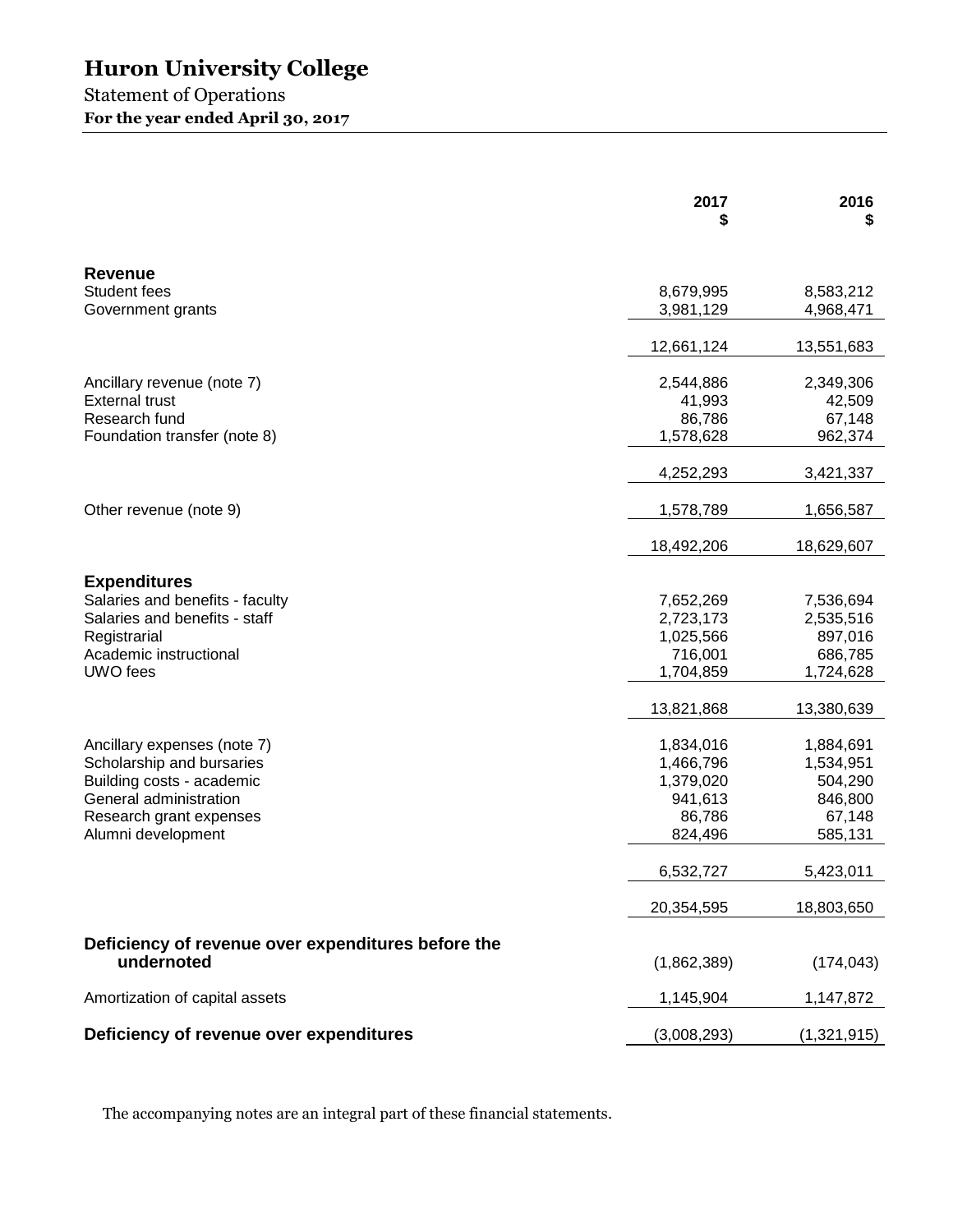# Huron University College

Statement of Operations

**For the year ended April 30, 2017**

| | 2017<br>$ | 2016<br>$ |
|---|---|---|
| **Revenue** | | |
| Student fees | 8,679,995 | 8,583,212 |
| Government grants | 3,981,129 | 4,968,471 |
| | 12,661,124 | 13,551,683 |
| Ancillary revenue (note 7) | 2,544,886 | 2,349,306 |
| External trust | 41,993 | 42,509 |
| Research fund | 86,786 | 67,148 |
| Foundation transfer (note 8) | 1,578,628 | 962,374 |
| | 4,252,293 | 3,421,337 |
| Other revenue (note 9) | 1,578,789 | 1,656,587 |
| | 18,492,206 | 18,629,607 |
| **Expenditures** | | |
| Salaries and benefits - faculty | 7,652,269 | 7,536,694 |
| Salaries and benefits - staff | 2,723,173 | 2,535,516 |
| Registrarial | 1,025,566 | 897,016 |
| Academic instructional | 716,001 | 686,785 |
| UWO fees | 1,704,859 | 1,724,628 |
| | 13,821,868 | 13,380,639 |
| Ancillary expenses (note 7) | 1,834,016 | 1,884,691 |
| Scholarship and bursaries | 1,466,796 | 1,534,951 |
| Building costs - academic | 1,379,020 | 504,290 |
| General administration | 941,613 | 846,800 |
| Research grant expenses | 86,786 | 67,148 |
| Alumni development | 824,496 | 585,131 |
| | 6,532,727 | 5,423,011 |
| | 20,354,595 | 18,803,650 |
| **Deficiency of revenue over expenditures before the undernoted** | (1,862,389) | (174,043) |
| Amortization of capital assets | 1,145,904 | 1,147,872 |
| **Deficiency of revenue over expenditures** | (3,008,293) | (1,321,915) |

The accompanying notes are an integral part of these financial statements.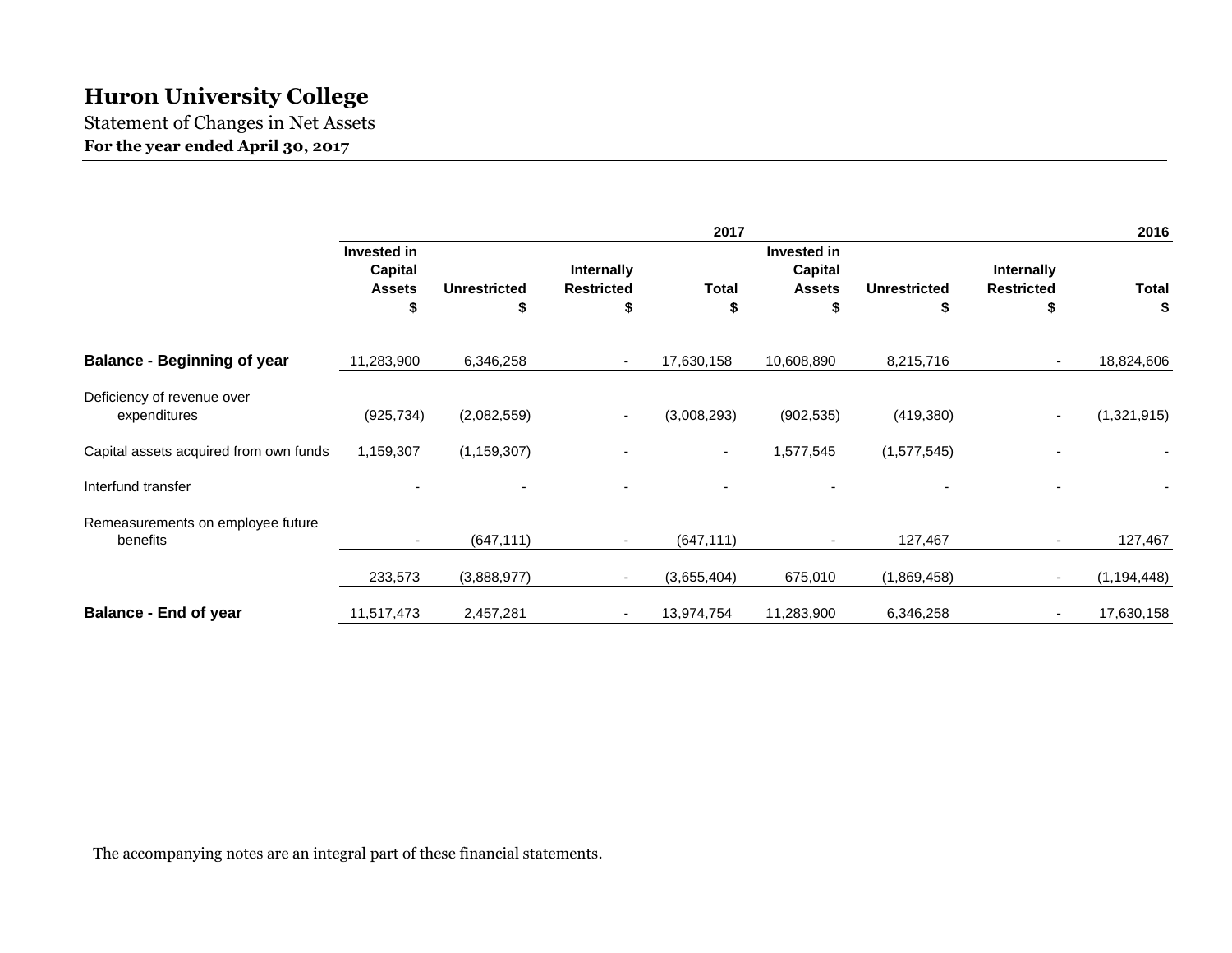# Huron University College

Statement of Changes in Net Assets

**For the year ended April 30, 2017**

| | 2017 | | | | 2016 | | | |
|---|---|---|---|---|---|---|---|---|
| | Invested in Capital Assets $ | Unrestricted $ | Internally Restricted $ | Total $ | Invested in Capital Assets $ | Unrestricted $ | Internally Restricted $ | Total $ |
| **Balance - Beginning of year** | 11,283,900 | 6,346,258 | - | 17,630,158 | 10,608,890 | 8,215,716 | - | 18,824,606 |
| Deficiency of revenue over expenditures | (925,734) | (2,082,559) | - | (3,008,293) | (902,535) | (419,380) | - | (1,321,915) |
| Capital assets acquired from own funds | 1,159,307 | (1,159,307) | - | - | 1,577,545 | (1,577,545) | - | - |
| Interfund transfer | - | - | - | - | - | - | - | - |
| Remeasurements on employee future benefits | - | (647,111) | - | (647,111) | - | 127,467 | - | 127,467 |
| | 233,573 | (3,888,977) | - | (3,655,404) | 675,010 | (1,869,458) | - | (1,194,448) |
| **Balance - End of year** | 11,517,473 | 2,457,281 | - | 13,974,754 | 11,283,900 | 6,346,258 | - | 17,630,158 |

The accompanying notes are an integral part of these financial statements.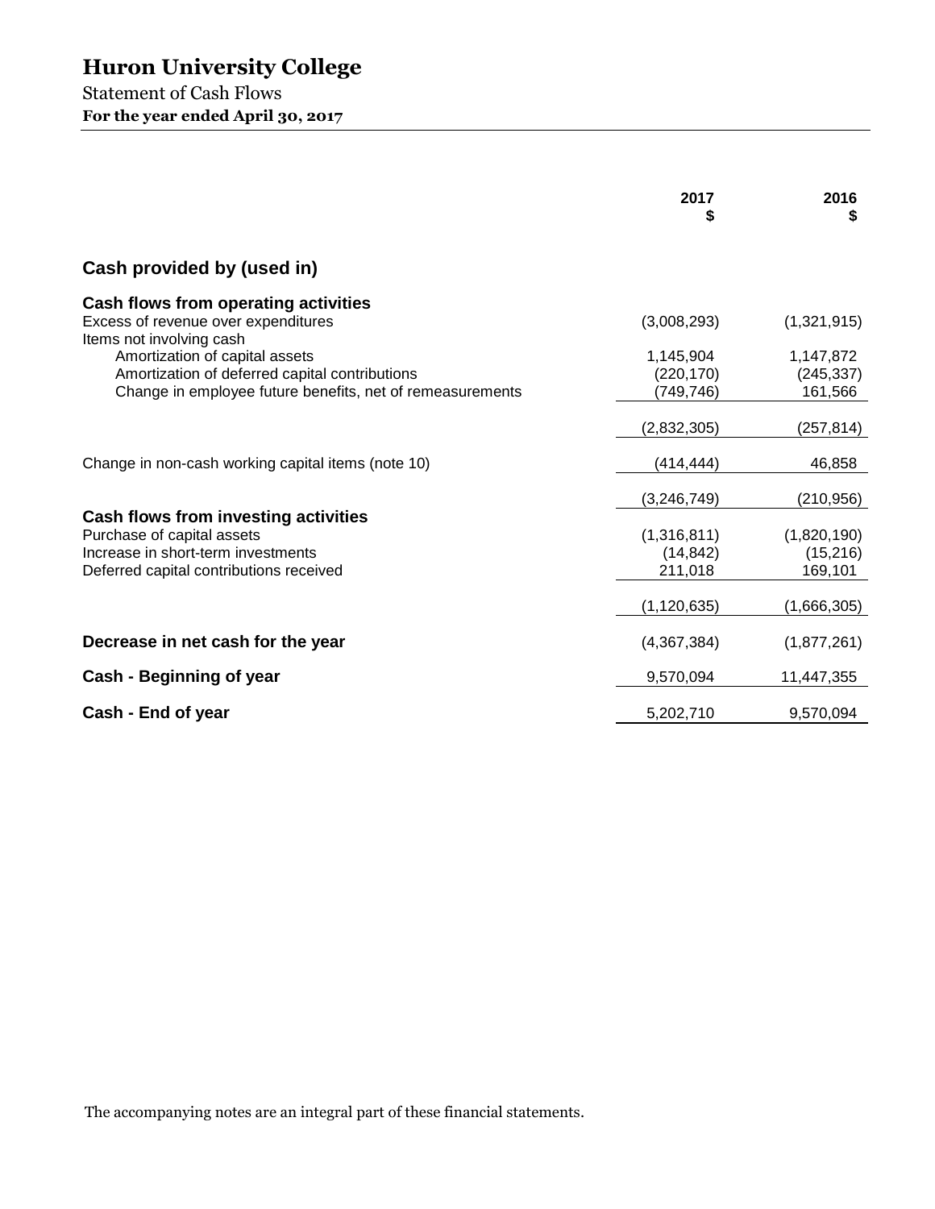# Huron University College

Statement of Cash Flows

**For the year ended April 30, 2017**

| | 2017 $ | 2016 $ |
|---|---|---|
| **Cash provided by (used in)** | | |
| **Cash flows from operating activities** | | |
| Excess of revenue over expenditures | (3,008,293) | (1,321,915) |
| Items not involving cash | | |
| Amortization of capital assets | 1,145,904 | 1,147,872 |
| Amortization of deferred capital contributions | (220,170) | (245,337) |
| Change in employee future benefits, net of remeasurements | (749,746) | 161,566 |
| | (2,832,305) | (257,814) |
| Change in non-cash working capital items (note 10) | (414,444) | 46,858 |
| | (3,246,749) | (210,956) |
| **Cash flows from investing activities** | | |
| Purchase of capital assets | (1,316,811) | (1,820,190) |
| Increase in short-term investments | (14,842) | (15,216) |
| Deferred capital contributions received | 211,018 | 169,101 |
| | (1,120,635) | (1,666,305) |
| **Decrease in net cash for the year** | (4,367,384) | (1,877,261) |
| **Cash - Beginning of year** | 9,570,094 | 11,447,355 |
| **Cash - End of year** | 5,202,710 | 9,570,094 |

The accompanying notes are an integral part of these financial statements.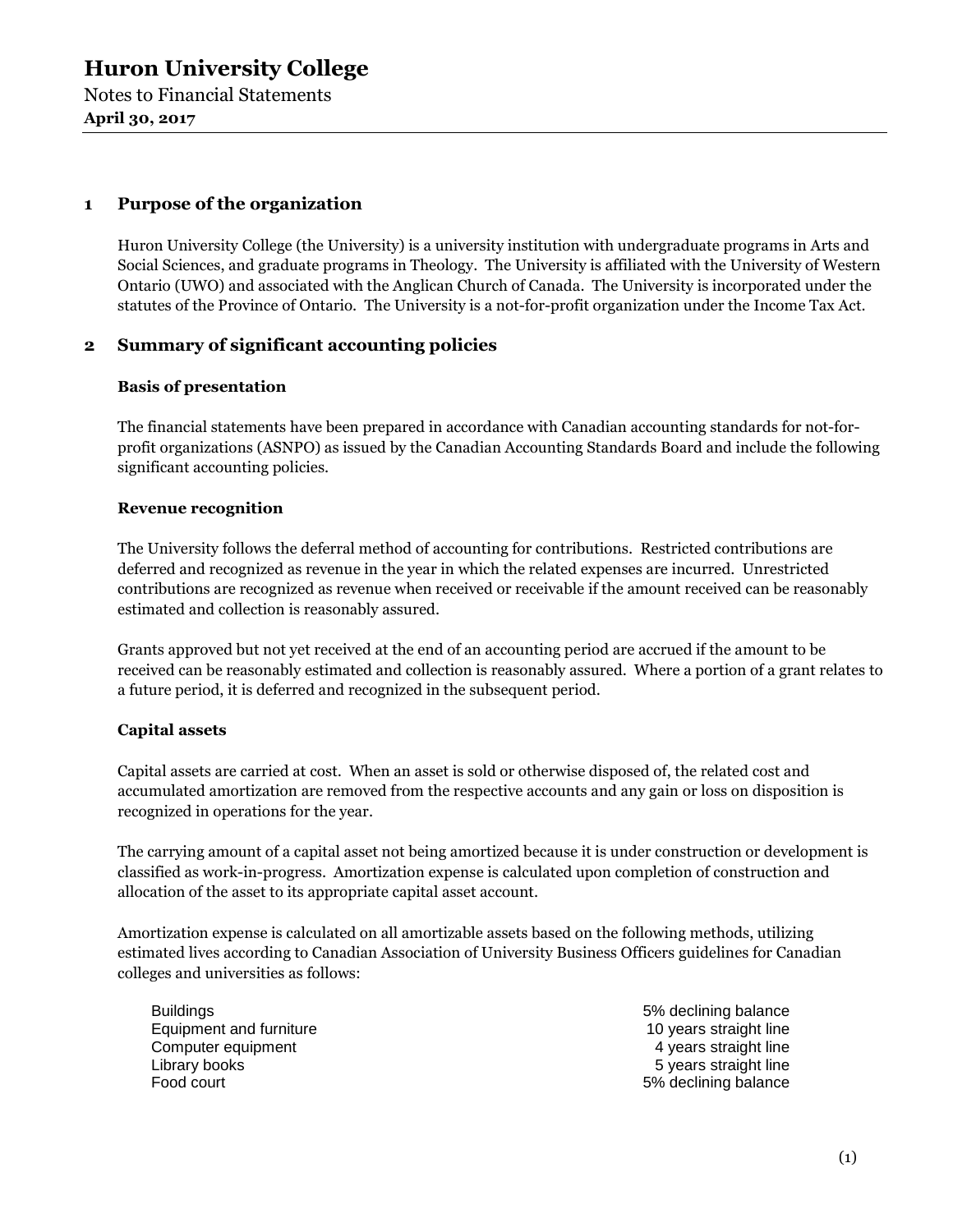## 1 Purpose of the organization

Huron University College (the University) is a university institution with undergraduate programs in Arts and Social Sciences, and graduate programs in Theology. The University is affiliated with the University of Western Ontario (UWO) and associated with the Anglican Church of Canada. The University is incorporated under the statutes of the Province of Ontario. The University is a not-for-profit organization under the Income Tax Act.

## 2 Summary of significant accounting policies

### Basis of presentation

The financial statements have been prepared in accordance with Canadian accounting standards for not-for-profit organizations (ASNPO) as issued by the Canadian Accounting Standards Board and include the following significant accounting policies.

### Revenue recognition

The University follows the deferral method of accounting for contributions. Restricted contributions are deferred and recognized as revenue in the year in which the related expenses are incurred. Unrestricted contributions are recognized as revenue when received or receivable if the amount received can be reasonably estimated and collection is reasonably assured.

Grants approved but not yet received at the end of an accounting period are accrued if the amount to be received can be reasonably estimated and collection is reasonably assured. Where a portion of a grant relates to a future period, it is deferred and recognized in the subsequent period.

### Capital assets

Capital assets are carried at cost. When an asset is sold or otherwise disposed of, the related cost and accumulated amortization are removed from the respective accounts and any gain or loss on disposition is recognized in operations for the year.

The carrying amount of a capital asset not being amortized because it is under construction or development is classified as work-in-progress. Amortization expense is calculated upon completion of construction and allocation of the asset to its appropriate capital asset account.

Amortization expense is calculated on all amortizable assets based on the following methods, utilizing estimated lives according to Canadian Association of University Business Officers guidelines for Canadian colleges and universities as follows:

| | |
|---|---|
| Buildings | 5% declining balance |
| Equipment and furniture | 10 years straight line |
| Computer equipment | 4 years straight line |
| Library books | 5 years straight line |
| Food court | 5% declining balance |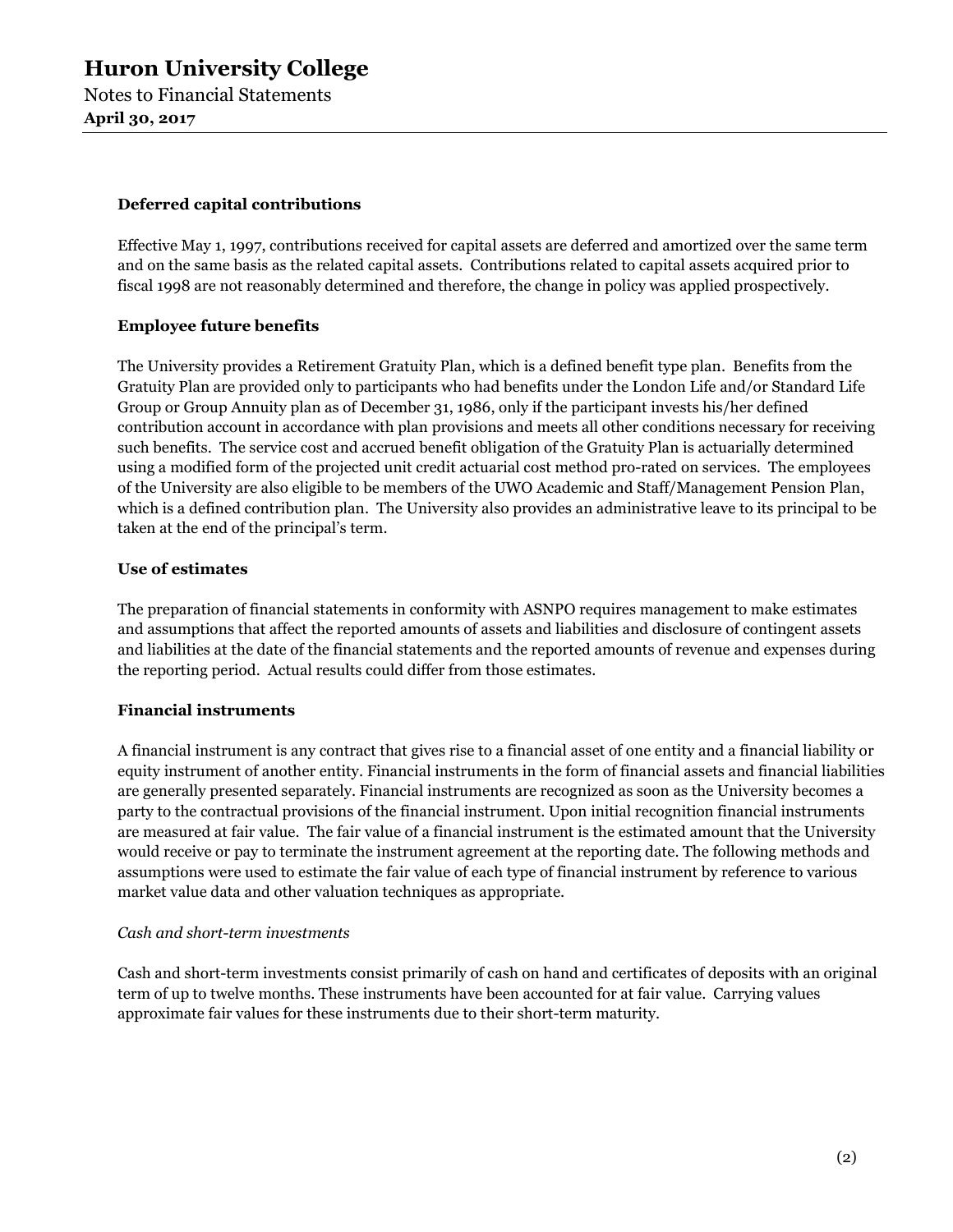#### Deferred capital contributions

Effective May 1, 1997, contributions received for capital assets are deferred and amortized over the same term and on the same basis as the related capital assets. Contributions related to capital assets acquired prior to fiscal 1998 are not reasonably determined and therefore, the change in policy was applied prospectively.

#### Employee future benefits

The University provides a Retirement Gratuity Plan, which is a defined benefit type plan. Benefits from the Gratuity Plan are provided only to participants who had benefits under the London Life and/or Standard Life Group or Group Annuity plan as of December 31, 1986, only if the participant invests his/her defined contribution account in accordance with plan provisions and meets all other conditions necessary for receiving such benefits. The service cost and accrued benefit obligation of the Gratuity Plan is actuarially determined using a modified form of the projected unit credit actuarial cost method pro-rated on services. The employees of the University are also eligible to be members of the UWO Academic and Staff/Management Pension Plan, which is a defined contribution plan. The University also provides an administrative leave to its principal to be taken at the end of the principal's term.

#### Use of estimates

The preparation of financial statements in conformity with ASNPO requires management to make estimates and assumptions that affect the reported amounts of assets and liabilities and disclosure of contingent assets and liabilities at the date of the financial statements and the reported amounts of revenue and expenses during the reporting period. Actual results could differ from those estimates.

#### Financial instruments

A financial instrument is any contract that gives rise to a financial asset of one entity and a financial liability or equity instrument of another entity. Financial instruments in the form of financial assets and financial liabilities are generally presented separately. Financial instruments are recognized as soon as the University becomes a party to the contractual provisions of the financial instrument. Upon initial recognition financial instruments are measured at fair value. The fair value of a financial instrument is the estimated amount that the University would receive or pay to terminate the instrument agreement at the reporting date. The following methods and assumptions were used to estimate the fair value of each type of financial instrument by reference to various market value data and other valuation techniques as appropriate.

*Cash and short-term investments*

Cash and short-term investments consist primarily of cash on hand and certificates of deposits with an original term of up to twelve months. These instruments have been accounted for at fair value. Carrying values approximate fair values for these instruments due to their short-term maturity.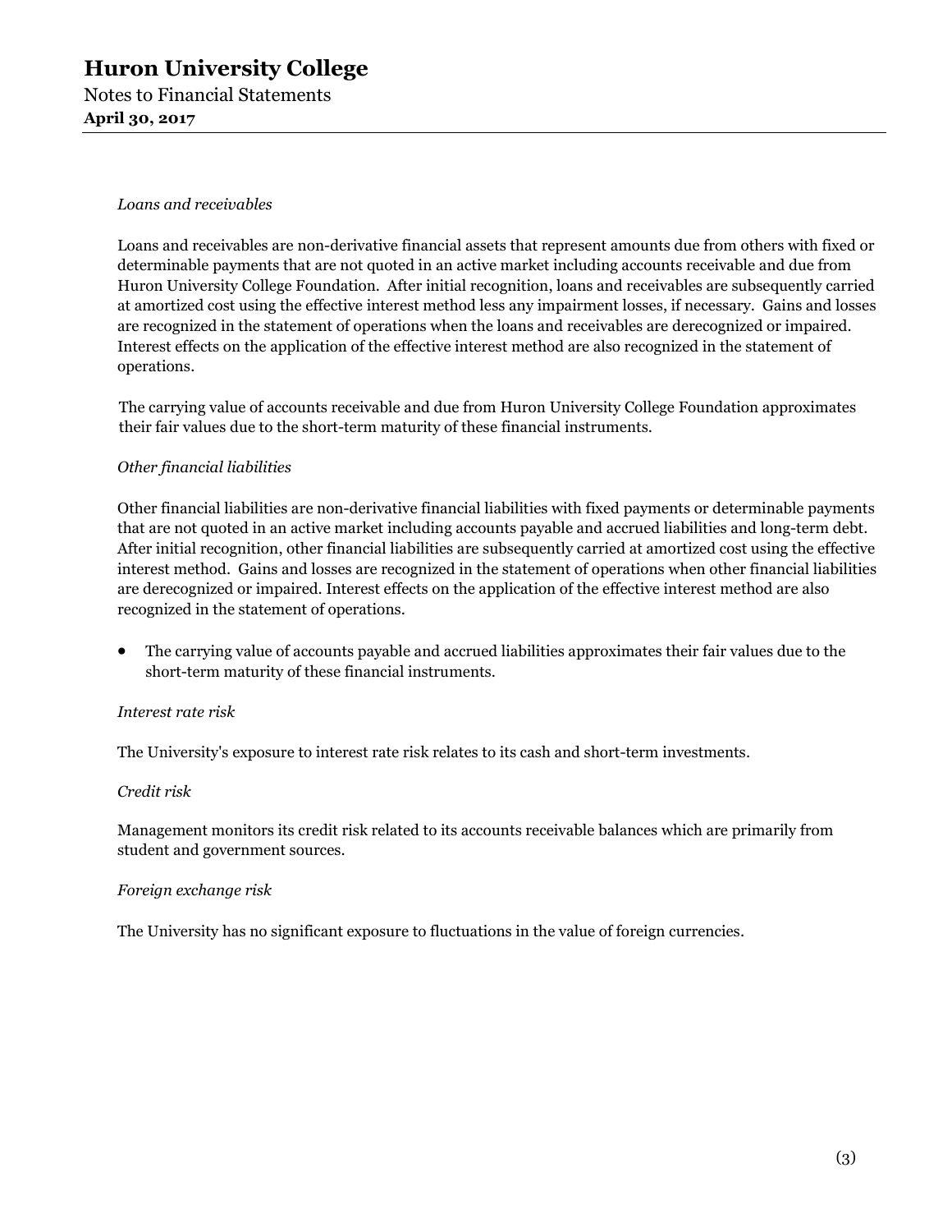*Loans and receivables*

Loans and receivables are non-derivative financial assets that represent amounts due from others with fixed or determinable payments that are not quoted in an active market including accounts receivable and due from Huron University College Foundation. After initial recognition, loans and receivables are subsequently carried at amortized cost using the effective interest method less any impairment losses, if necessary. Gains and losses are recognized in the statement of operations when the loans and receivables are derecognized or impaired. Interest effects on the application of the effective interest method are also recognized in the statement of operations.

The carrying value of accounts receivable and due from Huron University College Foundation approximates their fair values due to the short-term maturity of these financial instruments.

*Other financial liabilities*

Other financial liabilities are non-derivative financial liabilities with fixed payments or determinable payments that are not quoted in an active market including accounts payable and accrued liabilities and long-term debt. After initial recognition, other financial liabilities are subsequently carried at amortized cost using the effective interest method. Gains and losses are recognized in the statement of operations when other financial liabilities are derecognized or impaired. Interest effects on the application of the effective interest method are also recognized in the statement of operations.

- The carrying value of accounts payable and accrued liabilities approximates their fair values due to the short-term maturity of these financial instruments.

*Interest rate risk*

The University's exposure to interest rate risk relates to its cash and short-term investments.

*Credit risk*

Management monitors its credit risk related to its accounts receivable balances which are primarily from student and government sources.

*Foreign exchange risk*

The University has no significant exposure to fluctuations in the value of foreign currencies.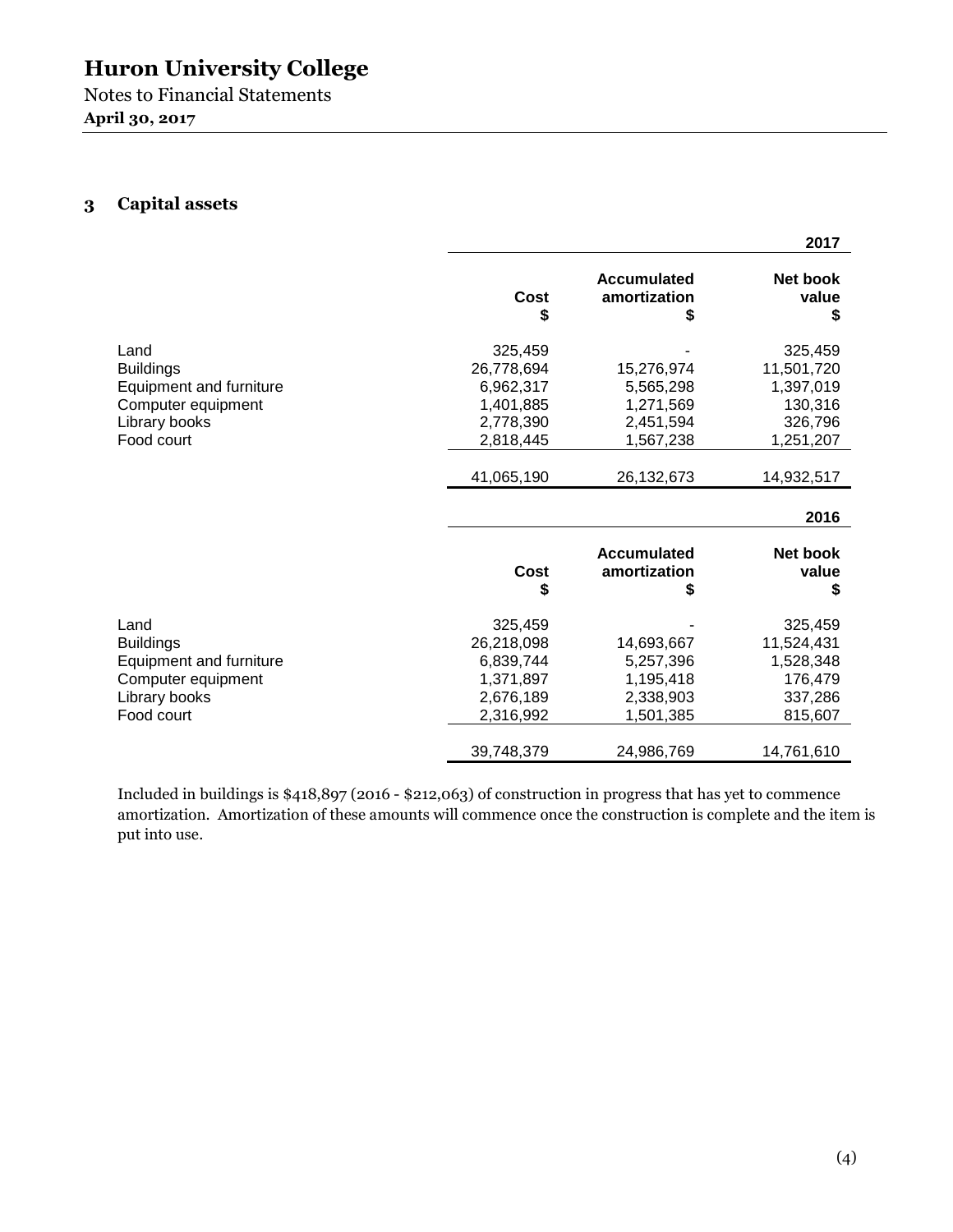# Huron University College

Notes to Financial Statements

**April 30, 2017**

## 3 Capital assets

| | | | 2017 |
|---|---|---|---|
| | Cost<br>$ | Accumulated amortization<br>$ | Net book value<br>$ |
| Land | 325,459 | - | 325,459 |
| Buildings | 26,778,694 | 15,276,974 | 11,501,720 |
| Equipment and furniture | 6,962,317 | 5,565,298 | 1,397,019 |
| Computer equipment | 1,401,885 | 1,271,569 | 130,316 |
| Library books | 2,778,390 | 2,451,594 | 326,796 |
| Food court | 2,818,445 | 1,567,238 | 1,251,207 |
| | 41,065,190 | 26,132,673 | 14,932,517 |

| | | | 2016 |
|---|---|---|---|
| | Cost<br>$ | Accumulated amortization<br>$ | Net book value<br>$ |
| Land | 325,459 | - | 325,459 |
| Buildings | 26,218,098 | 14,693,667 | 11,524,431 |
| Equipment and furniture | 6,839,744 | 5,257,396 | 1,528,348 |
| Computer equipment | 1,371,897 | 1,195,418 | 176,479 |
| Library books | 2,676,189 | 2,338,903 | 337,286 |
| Food court | 2,316,992 | 1,501,385 | 815,607 |
| | 39,748,379 | 24,986,769 | 14,761,610 |

Included in buildings is $418,897 (2016 - $212,063) of construction in progress that has yet to commence amortization. Amortization of these amounts will commence once the construction is complete and the item is put into use.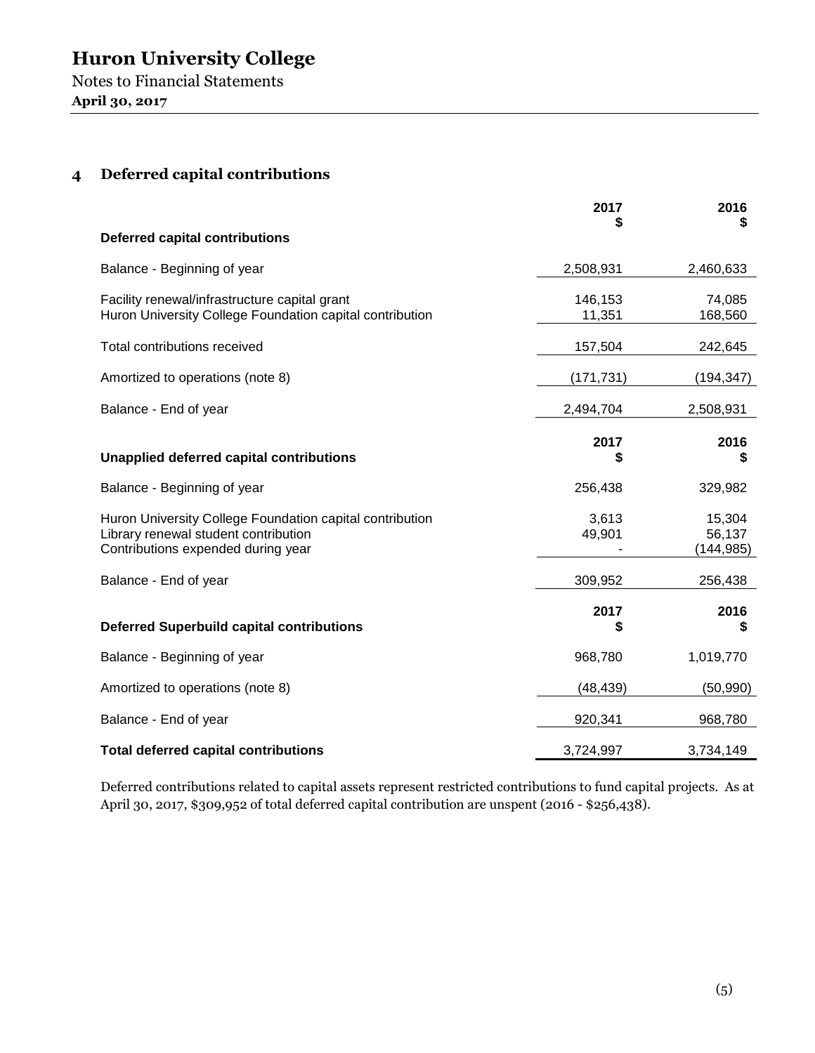## 4 Deferred capital contributions

| | 2017 $ | 2016 $ |
|---|---|---|
| **Deferred capital contributions** | | |
| Balance - Beginning of year | 2,508,931 | 2,460,633 |
| Facility renewal/infrastructure capital grant | 146,153 | 74,085 |
| Huron University College Foundation capital contribution | 11,351 | 168,560 |
| Total contributions received | 157,504 | 242,645 |
| Amortized to operations (note 8) | (171,731) | (194,347) |
| Balance - End of year | 2,494,704 | 2,508,931 |

| | 2017 $ | 2016 $ |
|---|---|---|
| **Unapplied deferred capital contributions** | | |
| Balance - Beginning of year | 256,438 | 329,982 |
| Huron University College Foundation capital contribution | 3,613 | 15,304 |
| Library renewal student contribution | 49,901 | 56,137 |
| Contributions expended during year | - | (144,985) |
| Balance - End of year | 309,952 | 256,438 |

| | 2017 $ | 2016 $ |
|---|---|---|
| **Deferred Superbuild capital contributions** | | |
| Balance - Beginning of year | 968,780 | 1,019,770 |
| Amortized to operations (note 8) | (48,439) | (50,990) |
| Balance - End of year | 920,341 | 968,780 |
| **Total deferred capital contributions** | 3,724,997 | 3,734,149 |

Deferred contributions related to capital assets represent restricted contributions to fund capital projects. As at April 30, 2017, $309,952 of total deferred capital contribution are unspent (2016 - $256,438).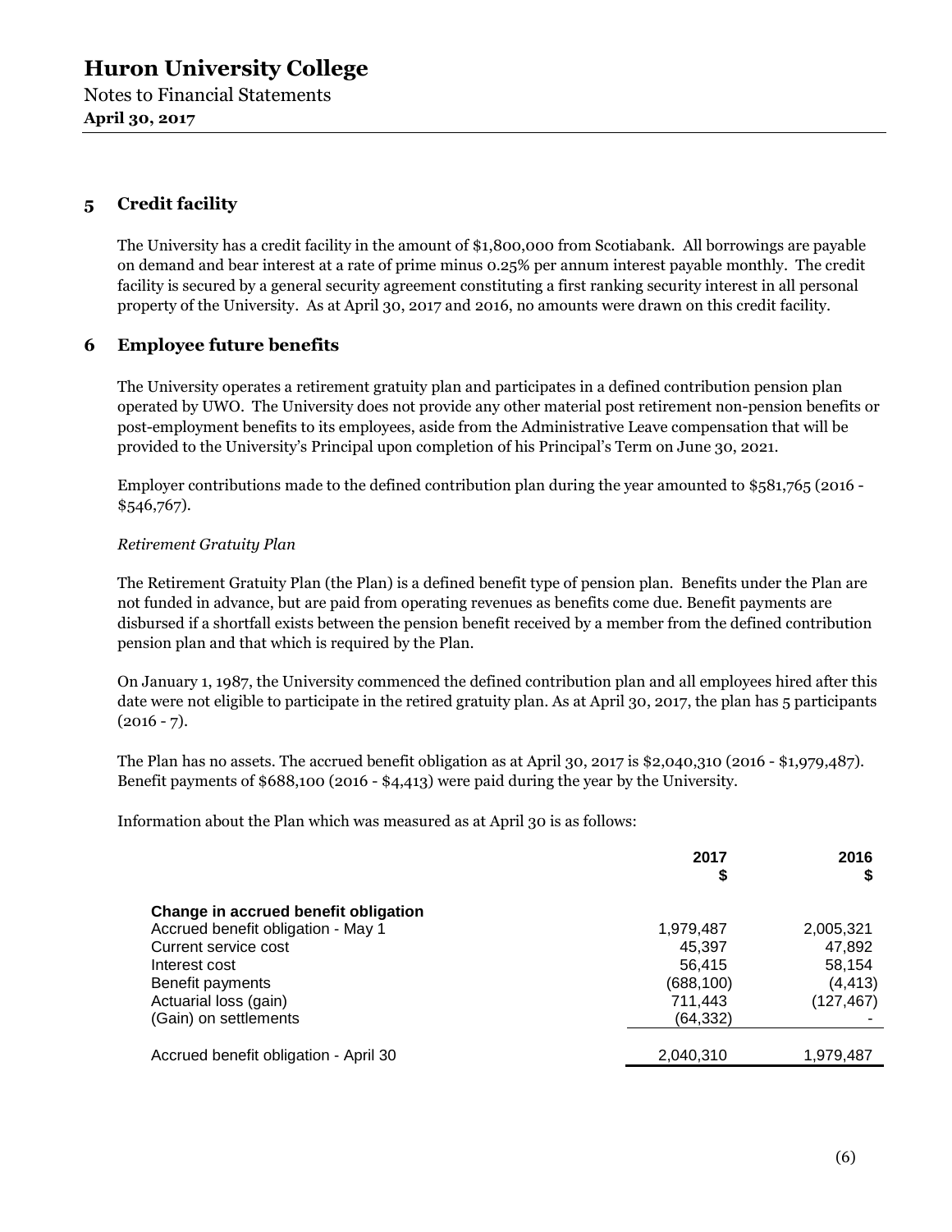## 5 Credit facility

The University has a credit facility in the amount of $1,800,000 from Scotiabank. All borrowings are payable on demand and bear interest at a rate of prime minus 0.25% per annum interest payable monthly. The credit facility is secured by a general security agreement constituting a first ranking security interest in all personal property of the University. As at April 30, 2017 and 2016, no amounts were drawn on this credit facility.

## 6 Employee future benefits

The University operates a retirement gratuity plan and participates in a defined contribution pension plan operated by UWO. The University does not provide any other material post retirement non-pension benefits or post-employment benefits to its employees, aside from the Administrative Leave compensation that will be provided to the University's Principal upon completion of his Principal's Term on June 30, 2021.

Employer contributions made to the defined contribution plan during the year amounted to $581,765 (2016 - $546,767).

*Retirement Gratuity Plan*

The Retirement Gratuity Plan (the Plan) is a defined benefit type of pension plan. Benefits under the Plan are not funded in advance, but are paid from operating revenues as benefits come due. Benefit payments are disbursed if a shortfall exists between the pension benefit received by a member from the defined contribution pension plan and that which is required by the Plan.

On January 1, 1987, the University commenced the defined contribution plan and all employees hired after this date were not eligible to participate in the retired gratuity plan. As at April 30, 2017, the plan has 5 participants (2016 - 7).

The Plan has no assets. The accrued benefit obligation as at April 30, 2017 is $2,040,310 (2016 - $1,979,487). Benefit payments of $688,100 (2016 - $4,413) were paid during the year by the University.

Information about the Plan which was measured as at April 30 is as follows:

| | 2017 $ | 2016 $ |
|---|---|---|
| **Change in accrued benefit obligation** | | |
| Accrued benefit obligation - May 1 | 1,979,487 | 2,005,321 |
| Current service cost | 45,397 | 47,892 |
| Interest cost | 56,415 | 58,154 |
| Benefit payments | (688,100) | (4,413) |
| Actuarial loss (gain) | 711,443 | (127,467) |
| (Gain) on settlements | (64,332) | - |
| Accrued benefit obligation - April 30 | 2,040,310 | 1,979,487 |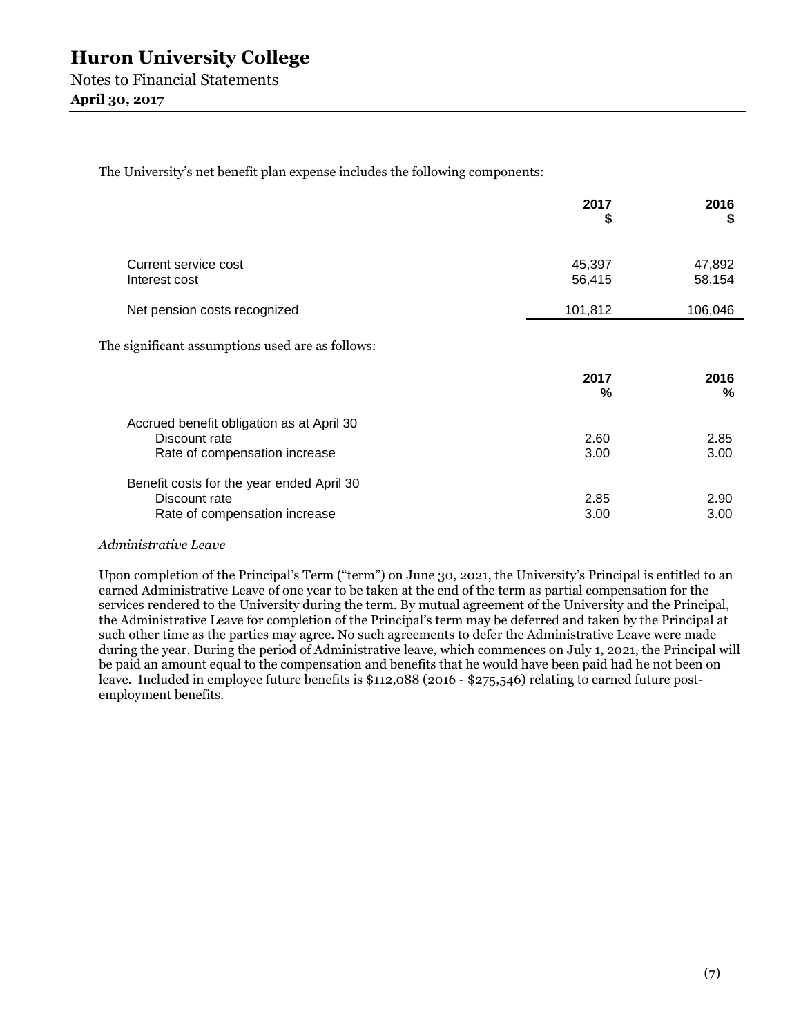The University's net benefit plan expense includes the following components:

| | 2017 $ | 2016 $ |
|---|---|---|
| Current service cost | 45,397 | 47,892 |
| Interest cost | 56,415 | 58,154 |
| Net pension costs recognized | 101,812 | 106,046 |

The significant assumptions used are as follows:

| | 2017 % | 2016 % |
|---|---|---|
| Accrued benefit obligation as at April 30 | | |
| Discount rate | 2.60 | 2.85 |
| Rate of compensation increase | 3.00 | 3.00 |
| Benefit costs for the year ended April 30 | | |
| Discount rate | 2.85 | 2.90 |
| Rate of compensation increase | 3.00 | 3.00 |

*Administrative Leave*

Upon completion of the Principal's Term ("term") on June 30, 2021, the University's Principal is entitled to an earned Administrative Leave of one year to be taken at the end of the term as partial compensation for the services rendered to the University during the term. By mutual agreement of the University and the Principal, the Administrative Leave for completion of the Principal's term may be deferred and taken by the Principal at such other time as the parties may agree. No such agreements to defer the Administrative Leave were made during the year. During the period of Administrative leave, which commences on July 1, 2021, the Principal will be paid an amount equal to the compensation and benefits that he would have been paid had he not been on leave. Included in employee future benefits is $112,088 (2016 - $275,546) relating to earned future post-employment benefits.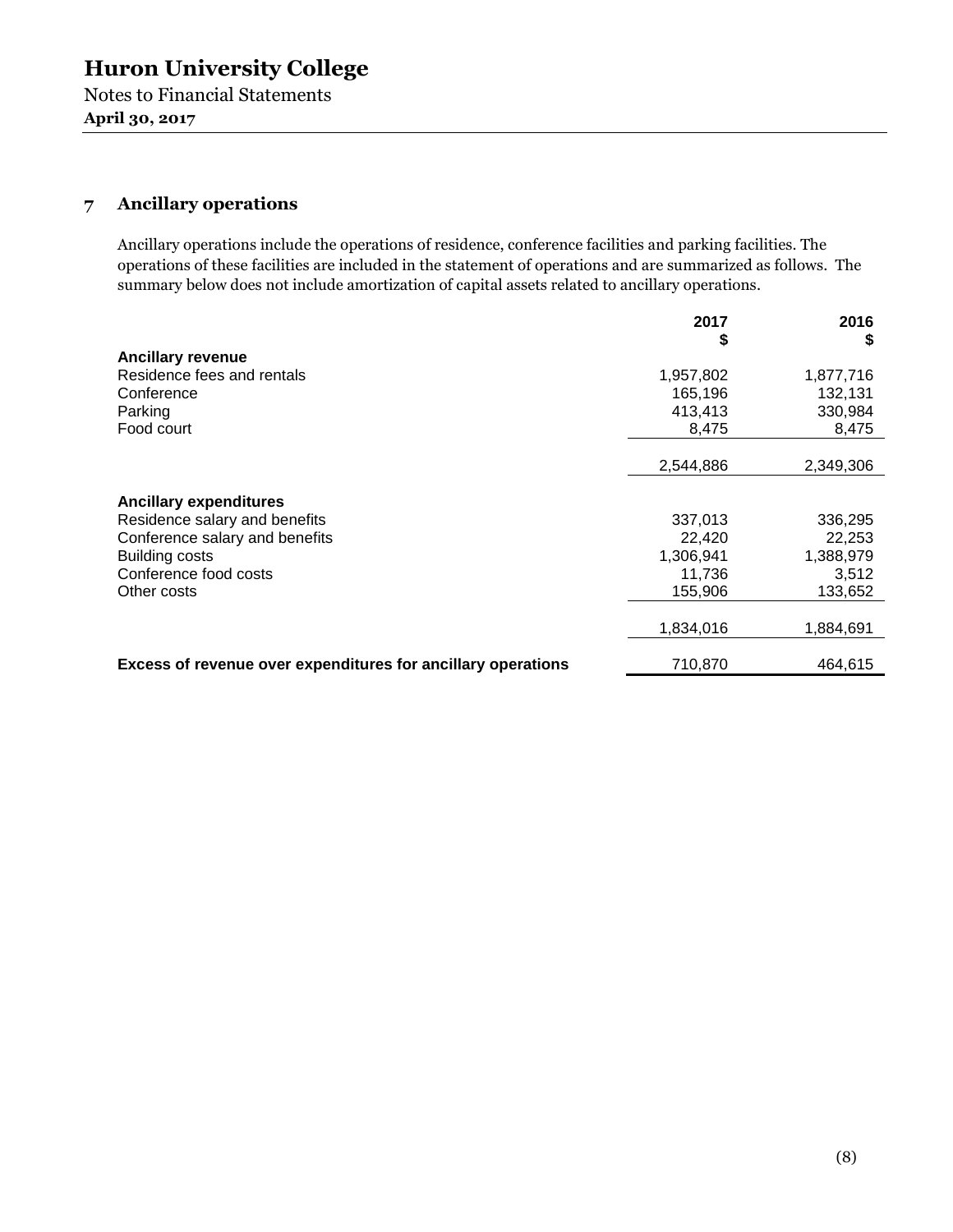# Huron University College

Notes to Financial Statements
**April 30, 2017**

## 7 Ancillary operations

Ancillary operations include the operations of residence, conference facilities and parking facilities. The operations of these facilities are included in the statement of operations and are summarized as follows. The summary below does not include amortization of capital assets related to ancillary operations.

| | 2017<br>$ | 2016<br>$ |
|---|---|---|
| **Ancillary revenue** | | |
| Residence fees and rentals | 1,957,802 | 1,877,716 |
| Conference | 165,196 | 132,131 |
| Parking | 413,413 | 330,984 |
| Food court | 8,475 | 8,475 |
| | 2,544,886 | 2,349,306 |
| **Ancillary expenditures** | | |
| Residence salary and benefits | 337,013 | 336,295 |
| Conference salary and benefits | 22,420 | 22,253 |
| Building costs | 1,306,941 | 1,388,979 |
| Conference food costs | 11,736 | 3,512 |
| Other costs | 155,906 | 133,652 |
| | 1,834,016 | 1,884,691 |
| **Excess of revenue over expenditures for ancillary operations** | 710,870 | 464,615 |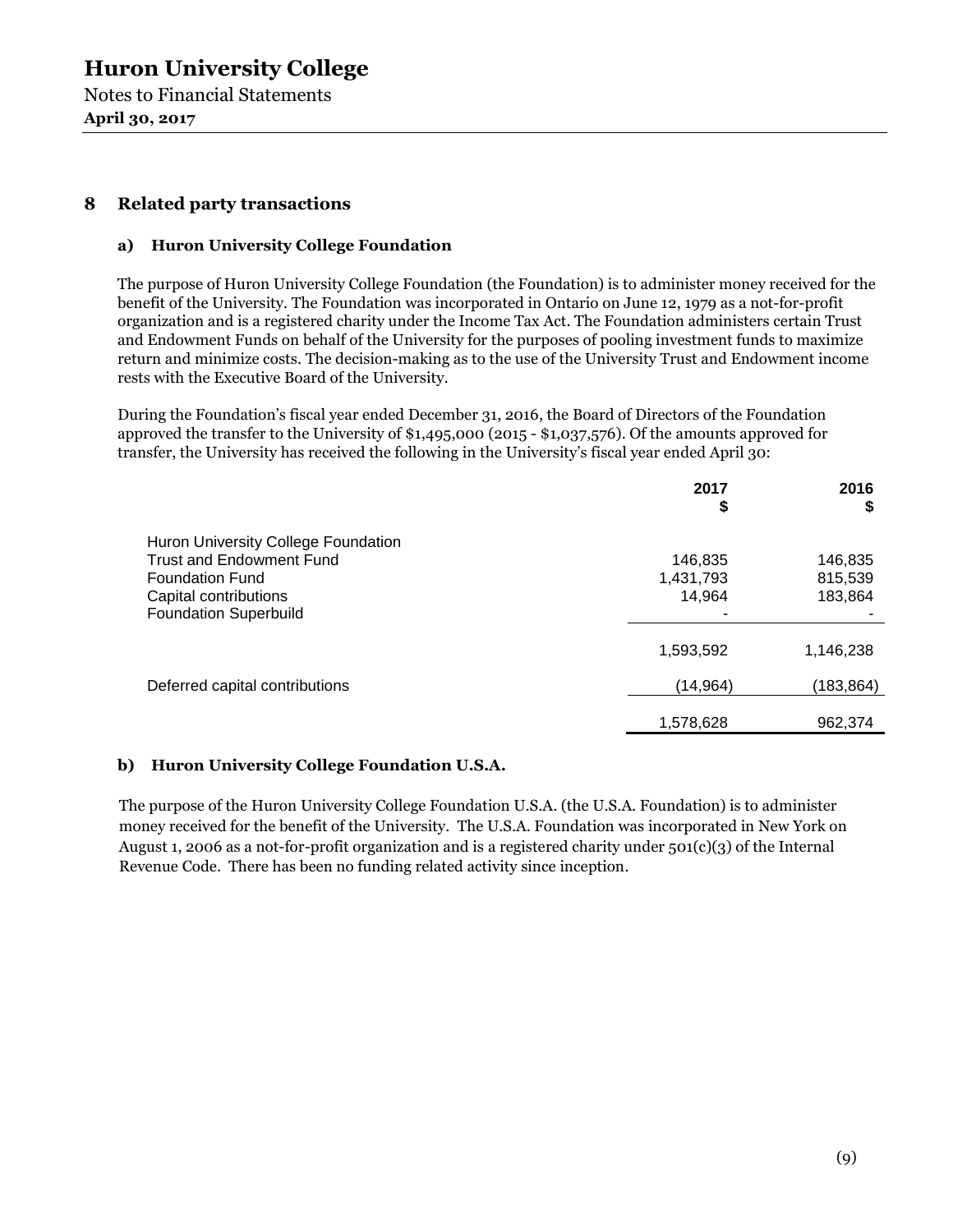# Huron University College

Notes to Financial Statements

**April 30, 2017**

## 8 Related party transactions

### a) Huron University College Foundation

The purpose of Huron University College Foundation (the Foundation) is to administer money received for the benefit of the University. The Foundation was incorporated in Ontario on June 12, 1979 as a not-for-profit organization and is a registered charity under the Income Tax Act. The Foundation administers certain Trust and Endowment Funds on behalf of the University for the purposes of pooling investment funds to maximize return and minimize costs. The decision-making as to the use of the University Trust and Endowment income rests with the Executive Board of the University.

During the Foundation's fiscal year ended December 31, 2016, the Board of Directors of the Foundation approved the transfer to the University of $1,495,000 (2015 - $1,037,576). Of the amounts approved for transfer, the University has received the following in the University's fiscal year ended April 30:

| | 2017<br>$ | 2016<br>$ |
|---|---|---|
| Huron University College Foundation | | |
| Trust and Endowment Fund | 146,835 | 146,835 |
| Foundation Fund | 1,431,793 | 815,539 |
| Capital contributions | 14,964 | 183,864 |
| Foundation Superbuild | - | - |
| | 1,593,592 | 1,146,238 |
| Deferred capital contributions | (14,964) | (183,864) |
| | 1,578,628 | 962,374 |

### b) Huron University College Foundation U.S.A.

The purpose of the Huron University College Foundation U.S.A. (the U.S.A. Foundation) is to administer money received for the benefit of the University. The U.S.A. Foundation was incorporated in New York on August 1, 2006 as a not-for-profit organization and is a registered charity under 501(c)(3) of the Internal Revenue Code. There has been no funding related activity since inception.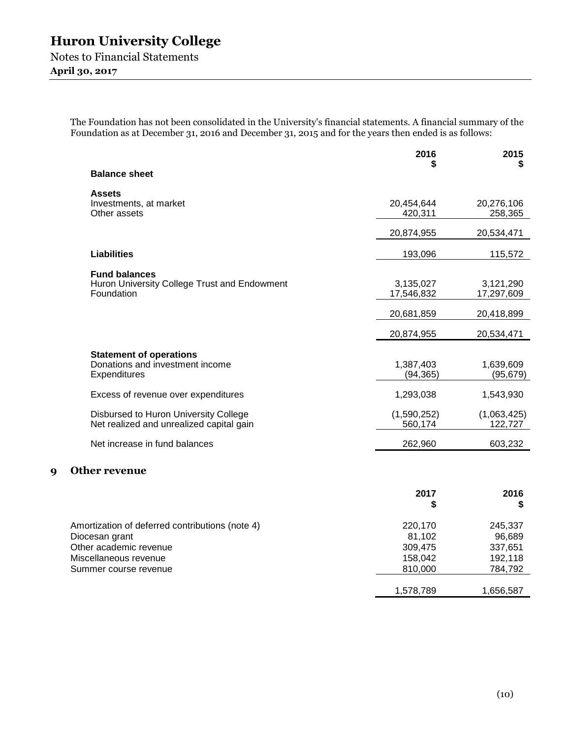The Foundation has not been consolidated in the University's financial statements. A financial summary of the Foundation as at December 31, 2016 and December 31, 2015 and for the years then ended is as follows:

| | 2016 $ | 2015 $ |
|---|---|---|
| **Balance sheet** | | |
| **Assets** | | |
| Investments, at market | 20,454,644 | 20,276,106 |
| Other assets | 420,311 | 258,365 |
| | 20,874,955 | 20,534,471 |
| **Liabilities** | 193,096 | 115,572 |
| **Fund balances** | | |
| Huron University College Trust and Endowment | 3,135,027 | 3,121,290 |
| Foundation | 17,546,832 | 17,297,609 |
| | 20,681,859 | 20,418,899 |
| | 20,874,955 | 20,534,471 |
| **Statement of operations** | | |
| Donations and investment income | 1,387,403 | 1,639,609 |
| Expenditures | (94,365) | (95,679) |
| Excess of revenue over expenditures | 1,293,038 | 1,543,930 |
| Disbursed to Huron University College | (1,590,252) | (1,063,425) |
| Net realized and unrealized capital gain | 560,174 | 122,727 |
| Net increase in fund balances | 262,960 | 603,232 |

## 9 Other revenue

| | 2017 $ | 2016 $ |
|---|---|---|
| Amortization of deferred contributions (note 4) | 220,170 | 245,337 |
| Diocesan grant | 81,102 | 96,689 |
| Other academic revenue | 309,475 | 337,651 |
| Miscellaneous revenue | 158,042 | 192,118 |
| Summer course revenue | 810,000 | 784,792 |
| | 1,578,789 | 1,656,587 |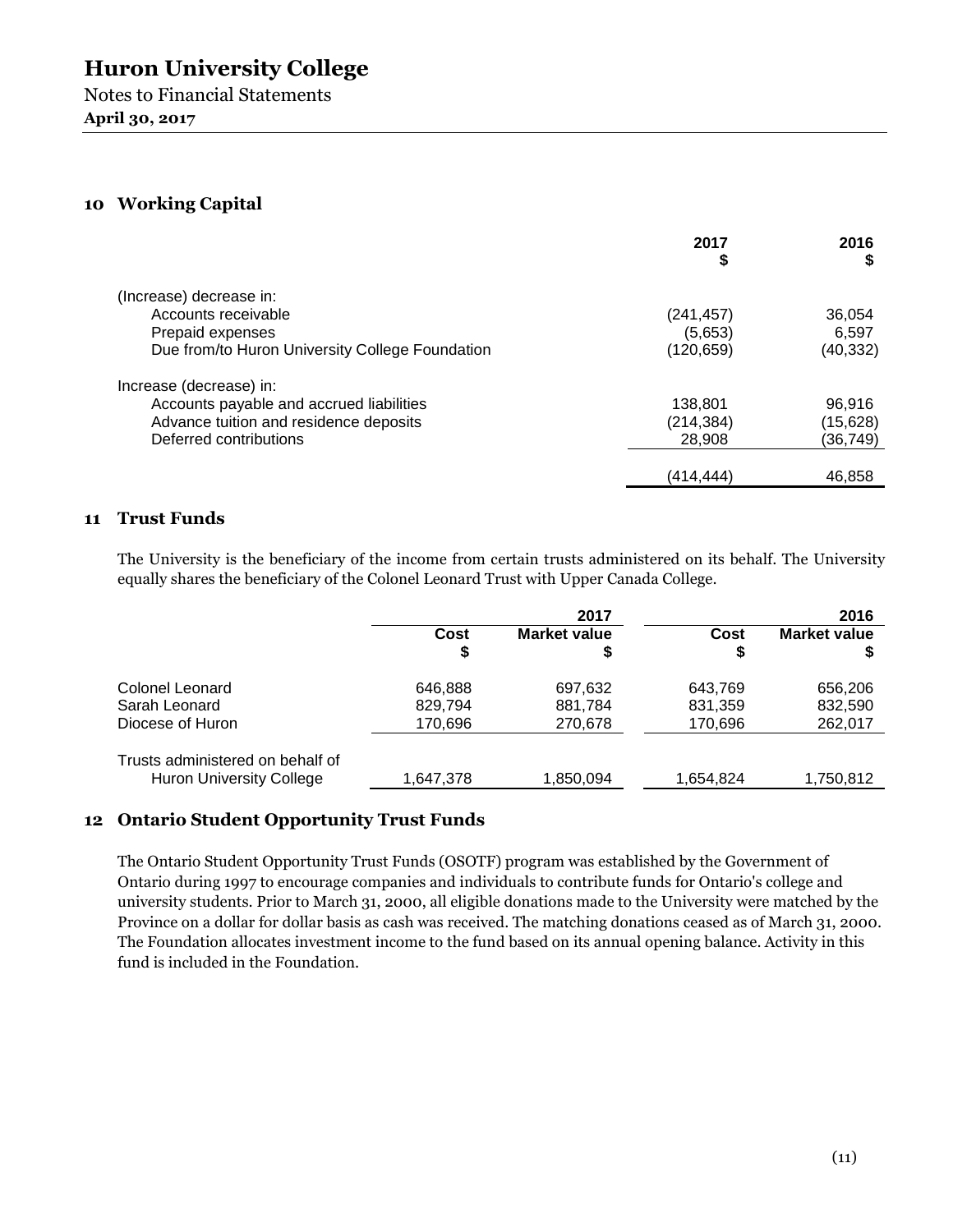# Huron University College

Notes to Financial Statements

**April 30, 2017**

## 10 Working Capital

| | 2017<br>$ | 2016<br>$ |
|---|---|---|
| (Increase) decrease in: | | |
| Accounts receivable | (241,457) | 36,054 |
| Prepaid expenses | (5,653) | 6,597 |
| Due from/to Huron University College Foundation | (120,659) | (40,332) |
| Increase (decrease) in: | | |
| Accounts payable and accrued liabilities | 138,801 | 96,916 |
| Advance tuition and residence deposits | (214,384) | (15,628) |
| Deferred contributions | 28,908 | (36,749) |
| | (414,444) | 46,858 |

## 11 Trust Funds

The University is the beneficiary of the income from certain trusts administered on its behalf. The University equally shares the beneficiary of the Colonel Leonard Trust with Upper Canada College.

| | | 2017 | | 2016 |
|---|---|---|---|---|
| | Cost<br>$ | Market value<br>$ | Cost<br>$ | Market value<br>$ |
| Colonel Leonard | 646,888 | 697,632 | 643,769 | 656,206 |
| Sarah Leonard | 829,794 | 881,784 | 831,359 | 832,590 |
| Diocese of Huron | 170,696 | 270,678 | 170,696 | 262,017 |
| Trusts administered on behalf of Huron University College | 1,647,378 | 1,850,094 | 1,654,824 | 1,750,812 |

## 12 Ontario Student Opportunity Trust Funds

The Ontario Student Opportunity Trust Funds (OSOTF) program was established by the Government of Ontario during 1997 to encourage companies and individuals to contribute funds for Ontario's college and university students. Prior to March 31, 2000, all eligible donations made to the University were matched by the Province on a dollar for dollar basis as cash was received. The matching donations ceased as of March 31, 2000. The Foundation allocates investment income to the fund based on its annual opening balance. Activity in this fund is included in the Foundation.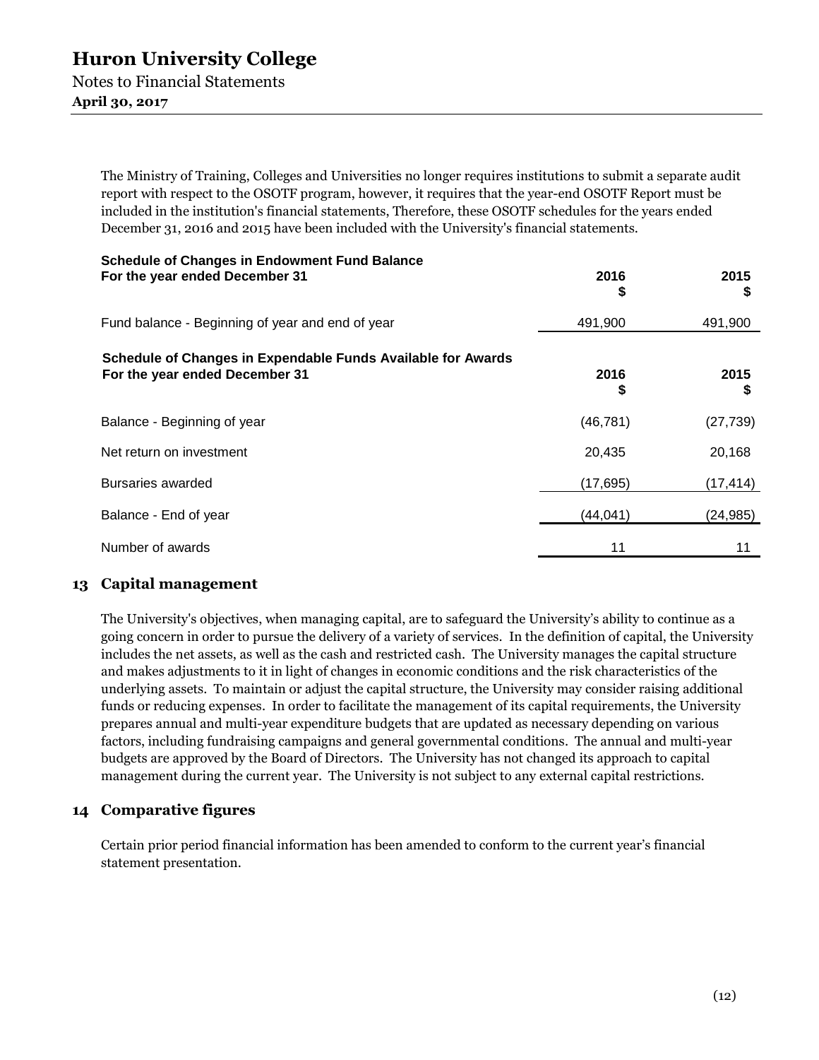The Ministry of Training, Colleges and Universities no longer requires institutions to submit a separate audit report with respect to the OSOTF program, however, it requires that the year-end OSOTF Report must be included in the institution's financial statements, Therefore, these OSOTF schedules for the years ended December 31, 2016 and 2015 have been included with the University's financial statements.

| Schedule of Changes in Endowment Fund Balance<br>For the year ended December 31 | 2016<br>$ | 2015<br>$ |
|---|---|---|
| Fund balance - Beginning of year and end of year | 491,900 | 491,900 |

| Schedule of Changes in Expendable Funds Available for Awards<br>For the year ended December 31 | 2016<br>$ | 2015<br>$ |
|---|---|---|
| Balance - Beginning of year | (46,781) | (27,739) |
| Net return on investment | 20,435 | 20,168 |
| Bursaries awarded | (17,695) | (17,414) |
| Balance - End of year | (44,041) | (24,985) |
| Number of awards | 11 | 11 |

## 13 Capital management

The University's objectives, when managing capital, are to safeguard the University's ability to continue as a going concern in order to pursue the delivery of a variety of services. In the definition of capital, the University includes the net assets, as well as the cash and restricted cash. The University manages the capital structure and makes adjustments to it in light of changes in economic conditions and the risk characteristics of the underlying assets. To maintain or adjust the capital structure, the University may consider raising additional funds or reducing expenses. In order to facilitate the management of its capital requirements, the University prepares annual and multi-year expenditure budgets that are updated as necessary depending on various factors, including fundraising campaigns and general governmental conditions. The annual and multi-year budgets are approved by the Board of Directors. The University has not changed its approach to capital management during the current year. The University is not subject to any external capital restrictions.

## 14 Comparative figures

Certain prior period financial information has been amended to conform to the current year's financial statement presentation.